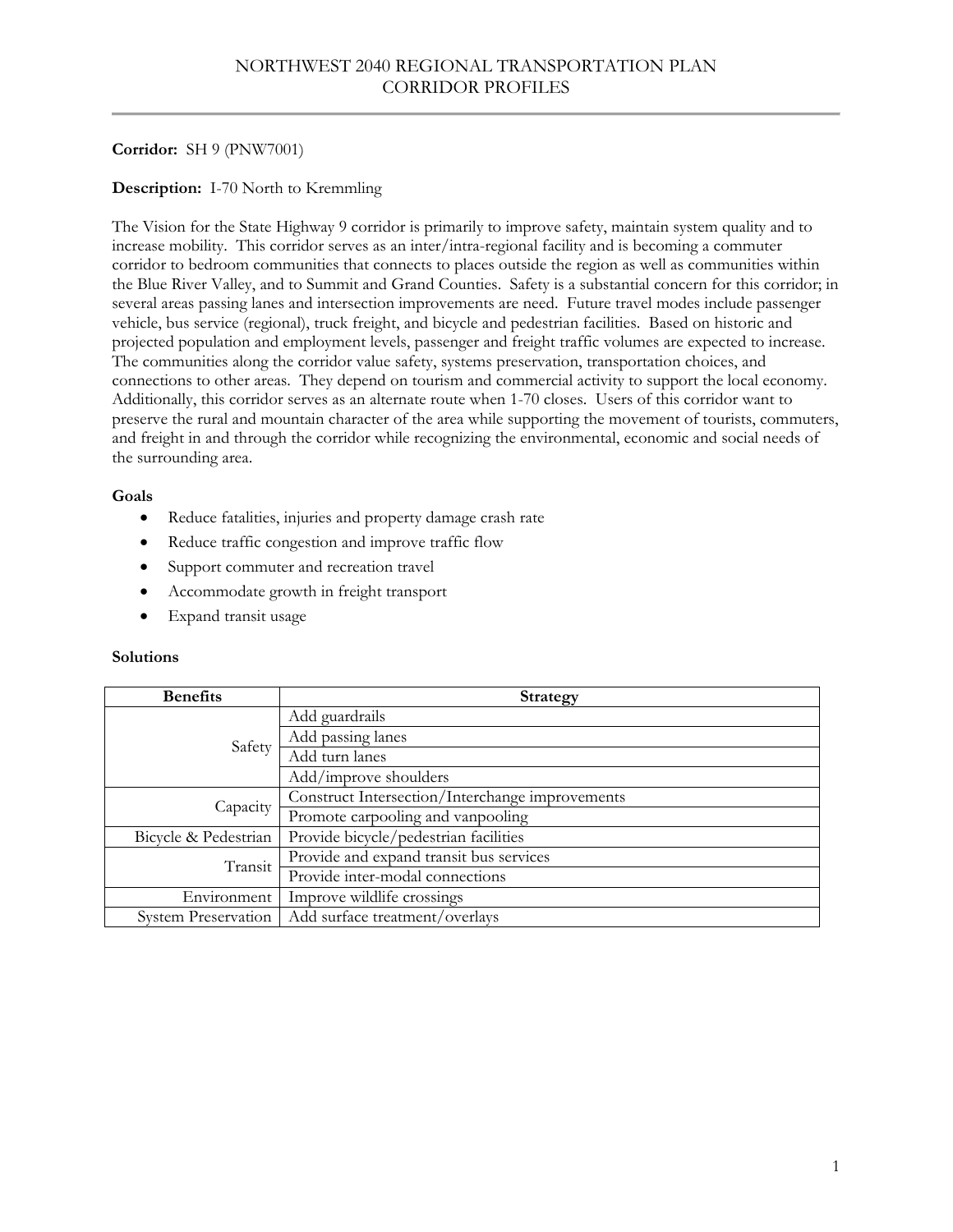# NORTHWEST 2040 REGIONAL TRANSPORTATION PLAN
# CORRIDOR PROFILES

**Corridor:** SH 9 (PNW7001)

**Description:** I-70 North to Kremmling

The Vision for the State Highway 9 corridor is primarily to improve safety, maintain system quality and to increase mobility. This corridor serves as an inter/intra-regional facility and is becoming a commuter corridor to bedroom communities that connects to places outside the region as well as communities within the Blue River Valley, and to Summit and Grand Counties. Safety is a substantial concern for this corridor; in several areas passing lanes and intersection improvements are need. Future travel modes include passenger vehicle, bus service (regional), truck freight, and bicycle and pedestrian facilities. Based on historic and projected population and employment levels, passenger and freight traffic volumes are expected to increase. The communities along the corridor value safety, systems preservation, transportation choices, and connections to other areas. They depend on tourism and commercial activity to support the local economy. Additionally, this corridor serves as an alternate route when 1-70 closes. Users of this corridor want to preserve the rural and mountain character of the area while supporting the movement of tourists, commuters, and freight in and through the corridor while recognizing the environmental, economic and social needs of the surrounding area.

**Goals**

- Reduce fatalities, injuries and property damage crash rate
- Reduce traffic congestion and improve traffic flow
- Support commuter and recreation travel
- Accommodate growth in freight transport
- Expand transit usage

**Solutions**

| Benefits | Strategy |
|---|---|
| Safety | Add guardrails |
| | Add passing lanes |
| | Add turn lanes |
| | Add/improve shoulders |
| Capacity | Construct Intersection/Interchange improvements |
| | Promote carpooling and vanpooling |
| Bicycle & Pedestrian | Provide bicycle/pedestrian facilities |
| Transit | Provide and expand transit bus services |
| | Provide inter-modal connections |
| Environment | Improve wildlife crossings |
| System Preservation | Add surface treatment/overlays |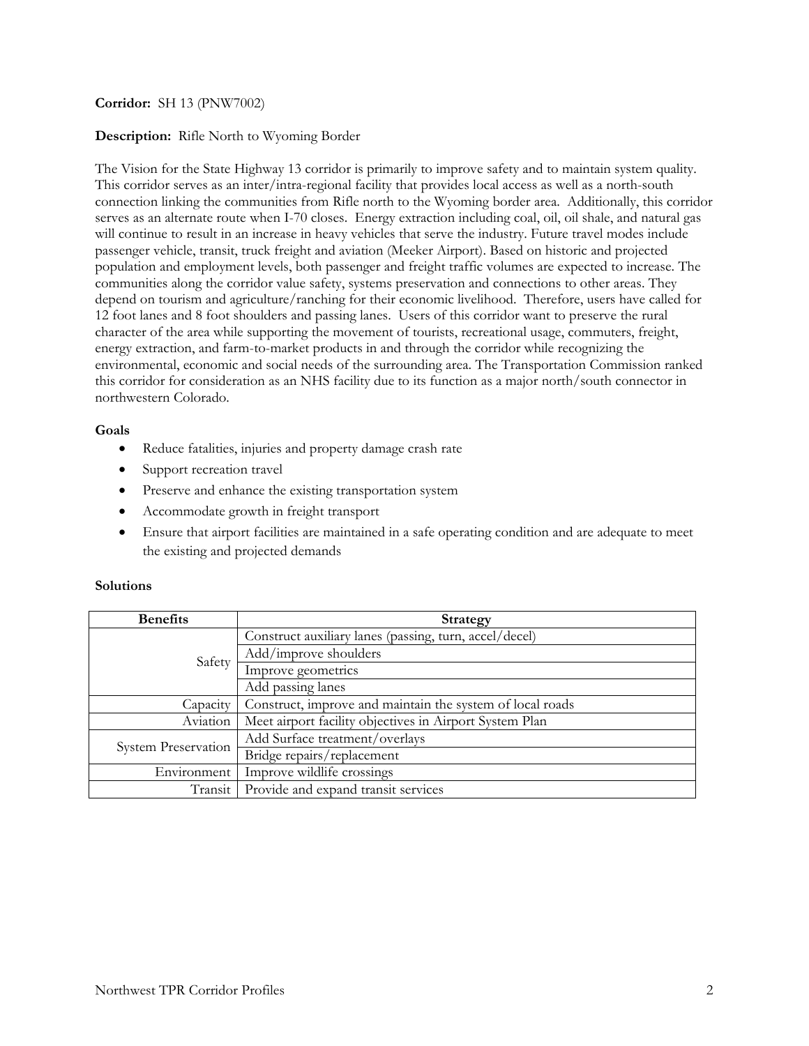**Corridor:** SH 13 (PNW7002)

**Description:** Rifle North to Wyoming Border

The Vision for the State Highway 13 corridor is primarily to improve safety and to maintain system quality. This corridor serves as an inter/intra-regional facility that provides local access as well as a north-south connection linking the communities from Rifle north to the Wyoming border area. Additionally, this corridor serves as an alternate route when I-70 closes. Energy extraction including coal, oil, oil shale, and natural gas will continue to result in an increase in heavy vehicles that serve the industry. Future travel modes include passenger vehicle, transit, truck freight and aviation (Meeker Airport). Based on historic and projected population and employment levels, both passenger and freight traffic volumes are expected to increase. The communities along the corridor value safety, systems preservation and connections to other areas. They depend on tourism and agriculture/ranching for their economic livelihood. Therefore, users have called for 12 foot lanes and 8 foot shoulders and passing lanes. Users of this corridor want to preserve the rural character of the area while supporting the movement of tourists, recreational usage, commuters, freight, energy extraction, and farm-to-market products in and through the corridor while recognizing the environmental, economic and social needs of the surrounding area. The Transportation Commission ranked this corridor for consideration as an NHS facility due to its function as a major north/south connector in northwestern Colorado.

**Goals**

- Reduce fatalities, injuries and property damage crash rate
- Support recreation travel
- Preserve and enhance the existing transportation system
- Accommodate growth in freight transport
- Ensure that airport facilities are maintained in a safe operating condition and are adequate to meet the existing and projected demands

**Solutions**

| Benefits | Strategy |
|---|---|
| Safety | Construct auxiliary lanes (passing, turn, accel/decel) |
| | Add/improve shoulders |
| | Improve geometrics |
| | Add passing lanes |
| Capacity | Construct, improve and maintain the system of local roads |
| Aviation | Meet airport facility objectives in Airport System Plan |
| System Preservation | Add Surface treatment/overlays |
| | Bridge repairs/replacement |
| Environment | Improve wildlife crossings |
| Transit | Provide and expand transit services |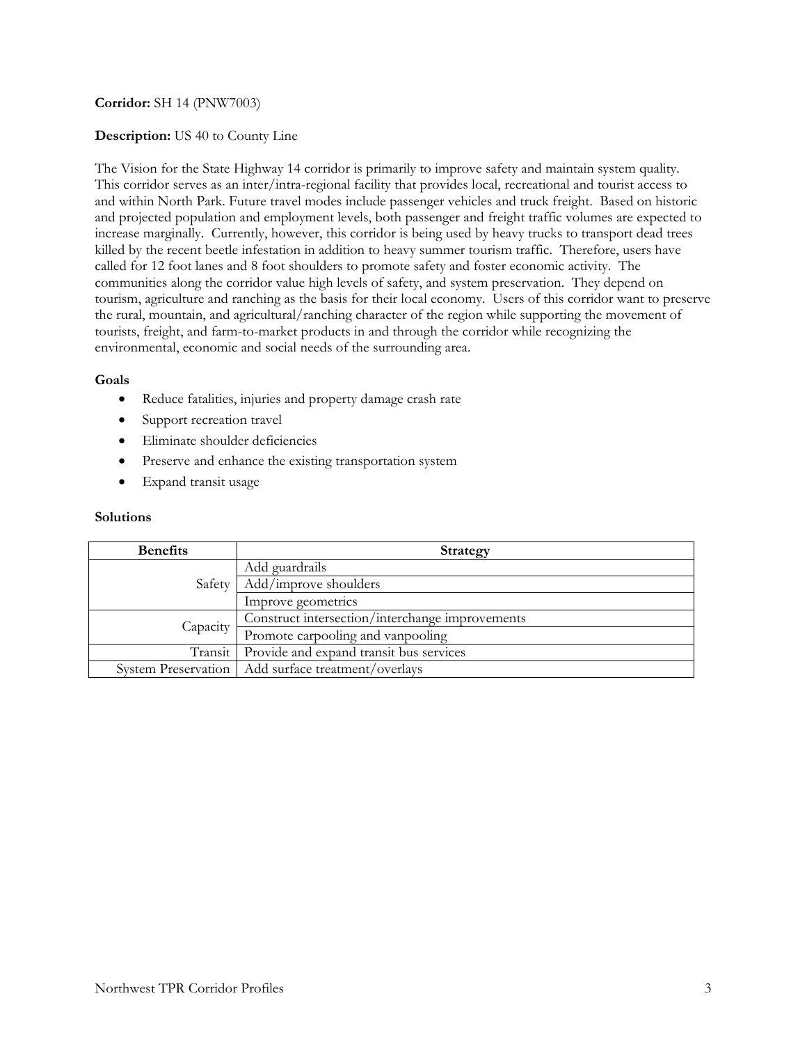**Corridor:** SH 14 (PNW7003)

**Description:** US 40 to County Line

The Vision for the State Highway 14 corridor is primarily to improve safety and maintain system quality. This corridor serves as an inter/intra-regional facility that provides local, recreational and tourist access to and within North Park. Future travel modes include passenger vehicles and truck freight. Based on historic and projected population and employment levels, both passenger and freight traffic volumes are expected to increase marginally. Currently, however, this corridor is being used by heavy trucks to transport dead trees killed by the recent beetle infestation in addition to heavy summer tourism traffic. Therefore, users have called for 12 foot lanes and 8 foot shoulders to promote safety and foster economic activity. The communities along the corridor value high levels of safety, and system preservation. They depend on tourism, agriculture and ranching as the basis for their local economy. Users of this corridor want to preserve the rural, mountain, and agricultural/ranching character of the region while supporting the movement of tourists, freight, and farm-to-market products in and through the corridor while recognizing the environmental, economic and social needs of the surrounding area.

**Goals**

- Reduce fatalities, injuries and property damage crash rate
- Support recreation travel
- Eliminate shoulder deficiencies
- Preserve and enhance the existing transportation system
- Expand transit usage

**Solutions**

| Benefits | Strategy |
|---|---|
| Safety | Add guardrails |
| | Add/improve shoulders |
| | Improve geometrics |
| Capacity | Construct intersection/interchange improvements |
| | Promote carpooling and vanpooling |
| Transit | Provide and expand transit bus services |
| System Preservation | Add surface treatment/overlays |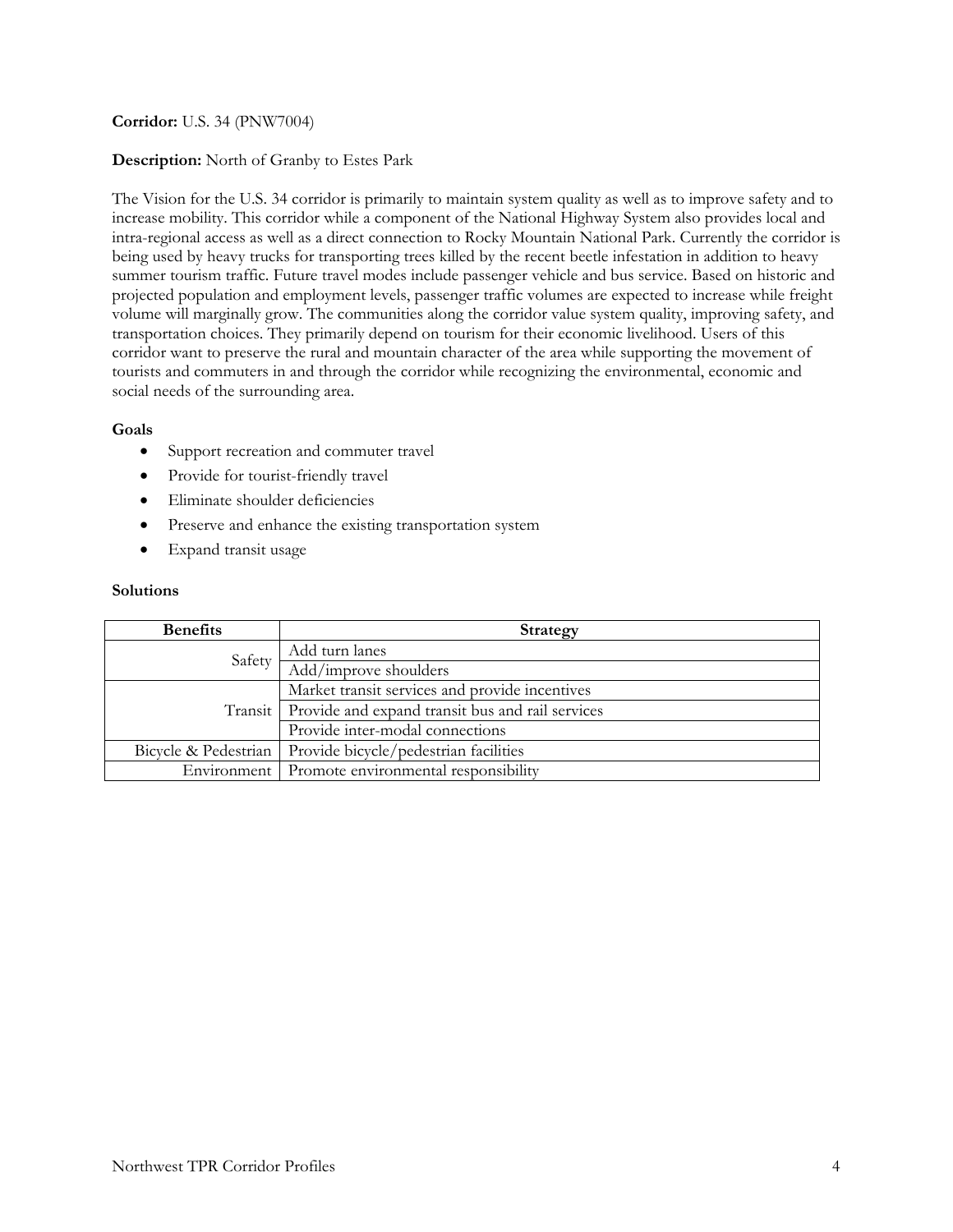**Corridor:** U.S. 34 (PNW7004)

**Description:** North of Granby to Estes Park

The Vision for the U.S. 34 corridor is primarily to maintain system quality as well as to improve safety and to increase mobility. This corridor while a component of the National Highway System also provides local and intra-regional access as well as a direct connection to Rocky Mountain National Park. Currently the corridor is being used by heavy trucks for transporting trees killed by the recent beetle infestation in addition to heavy summer tourism traffic. Future travel modes include passenger vehicle and bus service. Based on historic and projected population and employment levels, passenger traffic volumes are expected to increase while freight volume will marginally grow. The communities along the corridor value system quality, improving safety, and transportation choices. They primarily depend on tourism for their economic livelihood. Users of this corridor want to preserve the rural and mountain character of the area while supporting the movement of tourists and commuters in and through the corridor while recognizing the environmental, economic and social needs of the surrounding area.

**Goals**

- Support recreation and commuter travel
- Provide for tourist-friendly travel
- Eliminate shoulder deficiencies
- Preserve and enhance the existing transportation system
- Expand transit usage

**Solutions**

| Benefits | Strategy |
|---|---|
| Safety | Add turn lanes |
| | Add/improve shoulders |
| Transit | Market transit services and provide incentives |
| | Provide and expand transit bus and rail services |
| | Provide inter-modal connections |
| Bicycle & Pedestrian | Provide bicycle/pedestrian facilities |
| Environment | Promote environmental responsibility |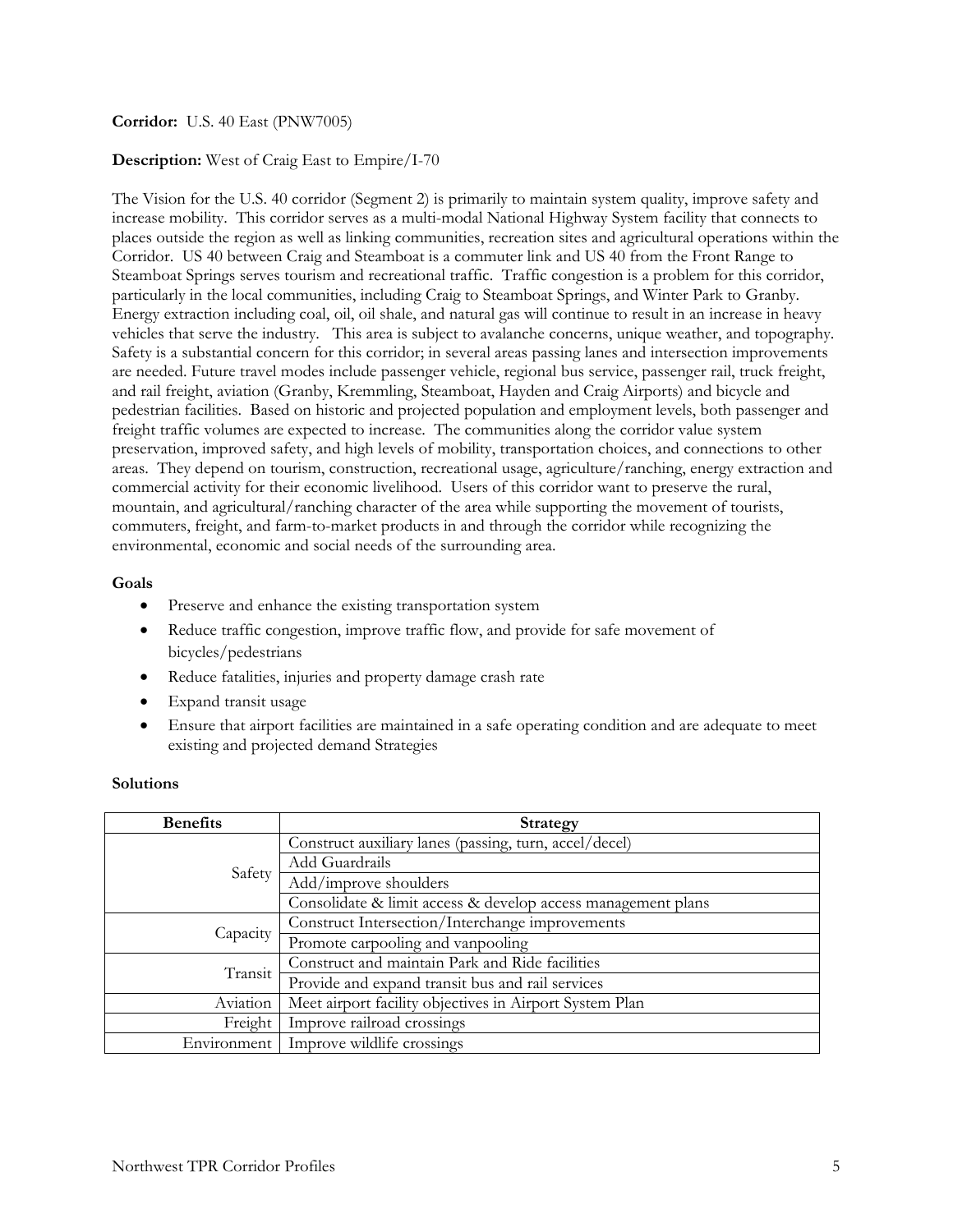**Corridor:** U.S. 40 East (PNW7005)

**Description:** West of Craig East to Empire/I-70

The Vision for the U.S. 40 corridor (Segment 2) is primarily to maintain system quality, improve safety and increase mobility. This corridor serves as a multi-modal National Highway System facility that connects to places outside the region as well as linking communities, recreation sites and agricultural operations within the Corridor. US 40 between Craig and Steamboat is a commuter link and US 40 from the Front Range to Steamboat Springs serves tourism and recreational traffic. Traffic congestion is a problem for this corridor, particularly in the local communities, including Craig to Steamboat Springs, and Winter Park to Granby. Energy extraction including coal, oil, oil shale, and natural gas will continue to result in an increase in heavy vehicles that serve the industry. This area is subject to avalanche concerns, unique weather, and topography. Safety is a substantial concern for this corridor; in several areas passing lanes and intersection improvements are needed. Future travel modes include passenger vehicle, regional bus service, passenger rail, truck freight, and rail freight, aviation (Granby, Kremmling, Steamboat, Hayden and Craig Airports) and bicycle and pedestrian facilities. Based on historic and projected population and employment levels, both passenger and freight traffic volumes are expected to increase. The communities along the corridor value system preservation, improved safety, and high levels of mobility, transportation choices, and connections to other areas. They depend on tourism, construction, recreational usage, agriculture/ranching, energy extraction and commercial activity for their economic livelihood. Users of this corridor want to preserve the rural, mountain, and agricultural/ranching character of the area while supporting the movement of tourists, commuters, freight, and farm-to-market products in and through the corridor while recognizing the environmental, economic and social needs of the surrounding area.

**Goals**

- Preserve and enhance the existing transportation system
- Reduce traffic congestion, improve traffic flow, and provide for safe movement of bicycles/pedestrians
- Reduce fatalities, injuries and property damage crash rate
- Expand transit usage
- Ensure that airport facilities are maintained in a safe operating condition and are adequate to meet existing and projected demand Strategies

**Solutions**

| Benefits | Strategy |
|---|---|
| Safety | Construct auxiliary lanes (passing, turn, accel/decel) |
| | Add Guardrails |
| | Add/improve shoulders |
| | Consolidate & limit access & develop access management plans |
| Capacity | Construct Intersection/Interchange improvements |
| | Promote carpooling and vanpooling |
| Transit | Construct and maintain Park and Ride facilities |
| | Provide and expand transit bus and rail services |
| Aviation | Meet airport facility objectives in Airport System Plan |
| Freight | Improve railroad crossings |
| Environment | Improve wildlife crossings |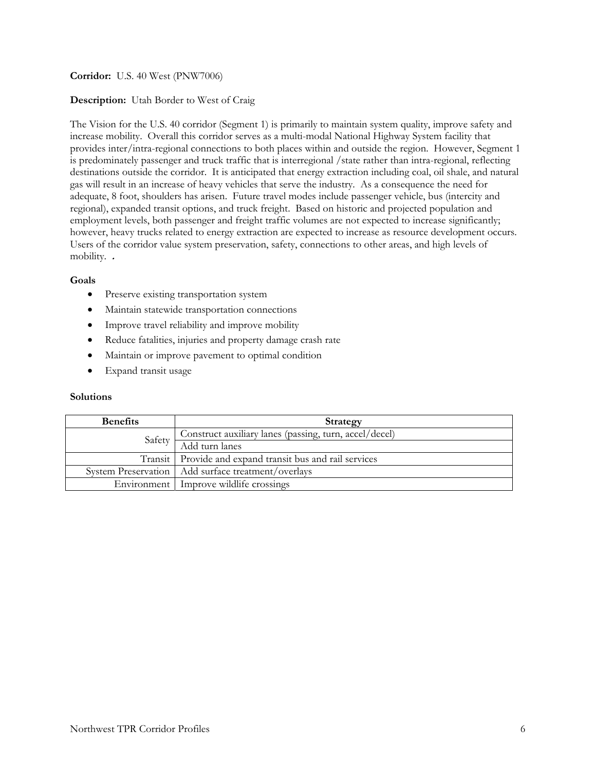**Corridor:** U.S. 40 West (PNW7006)

**Description:** Utah Border to West of Craig

The Vision for the U.S. 40 corridor (Segment 1) is primarily to maintain system quality, improve safety and increase mobility. Overall this corridor serves as a multi-modal National Highway System facility that provides inter/intra-regional connections to both places within and outside the region. However, Segment 1 is predominately passenger and truck traffic that is interregional /state rather than intra-regional, reflecting destinations outside the corridor. It is anticipated that energy extraction including coal, oil shale, and natural gas will result in an increase of heavy vehicles that serve the industry. As a consequence the need for adequate, 8 foot, shoulders has arisen. Future travel modes include passenger vehicle, bus (intercity and regional), expanded transit options, and truck freight. Based on historic and projected population and employment levels, both passenger and freight traffic volumes are not expected to increase significantly; however, heavy trucks related to energy extraction are expected to increase as resource development occurs. Users of the corridor value system preservation, safety, connections to other areas, and high levels of mobility. .

**Goals**

- Preserve existing transportation system
- Maintain statewide transportation connections
- Improve travel reliability and improve mobility
- Reduce fatalities, injuries and property damage crash rate
- Maintain or improve pavement to optimal condition
- Expand transit usage

**Solutions**

| Benefits | Strategy |
|---|---|
| Safety | Construct auxiliary lanes (passing, turn, accel/decel) |
| | Add turn lanes |
| Transit | Provide and expand transit bus and rail services |
| System Preservation | Add surface treatment/overlays |
| Environment | Improve wildlife crossings |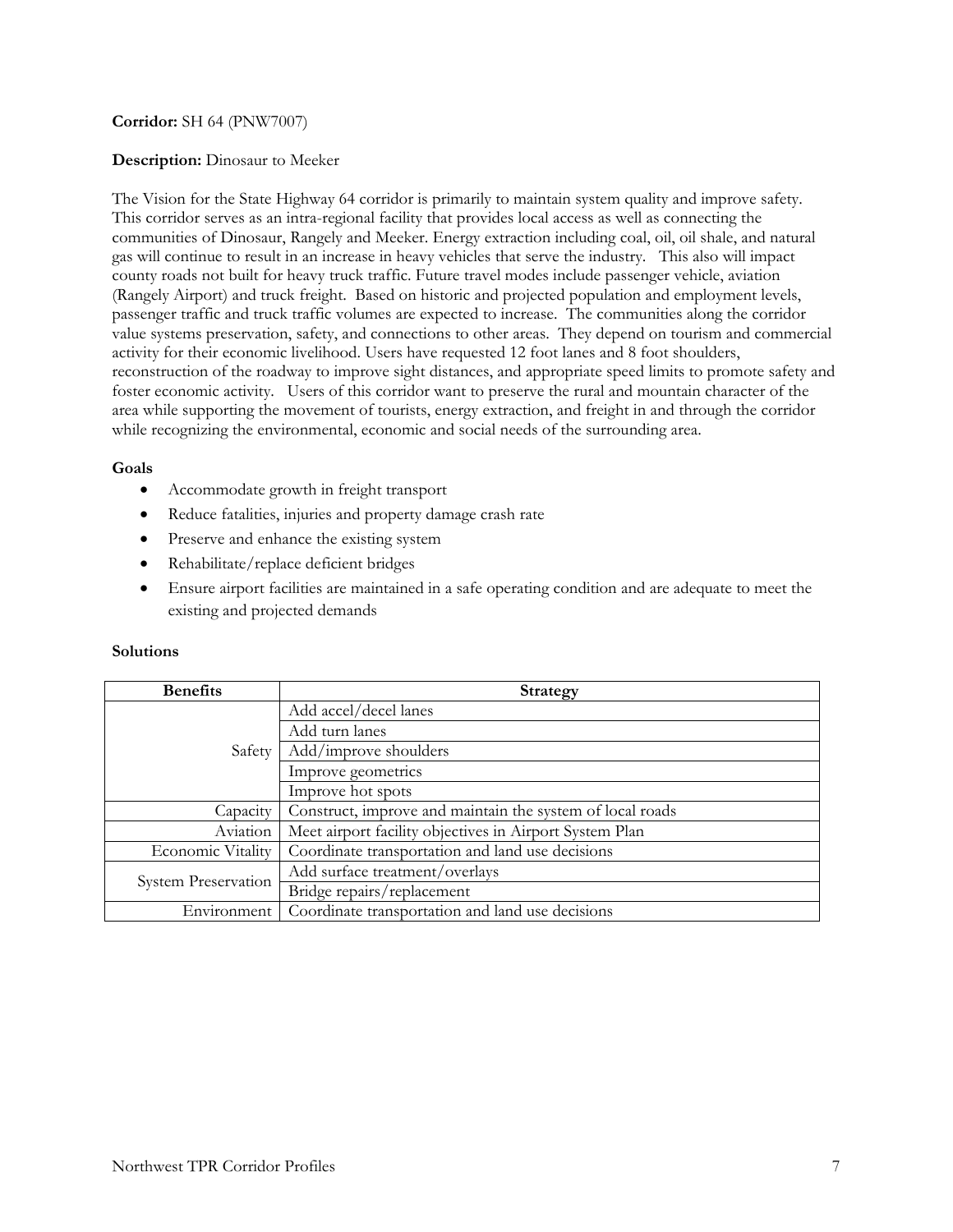**Corridor:** SH 64 (PNW7007)

**Description:** Dinosaur to Meeker

The Vision for the State Highway 64 corridor is primarily to maintain system quality and improve safety. This corridor serves as an intra-regional facility that provides local access as well as connecting the communities of Dinosaur, Rangely and Meeker. Energy extraction including coal, oil, oil shale, and natural gas will continue to result in an increase in heavy vehicles that serve the industry. This also will impact county roads not built for heavy truck traffic. Future travel modes include passenger vehicle, aviation (Rangely Airport) and truck freight. Based on historic and projected population and employment levels, passenger traffic and truck traffic volumes are expected to increase. The communities along the corridor value systems preservation, safety, and connections to other areas. They depend on tourism and commercial activity for their economic livelihood. Users have requested 12 foot lanes and 8 foot shoulders, reconstruction of the roadway to improve sight distances, and appropriate speed limits to promote safety and foster economic activity. Users of this corridor want to preserve the rural and mountain character of the area while supporting the movement of tourists, energy extraction, and freight in and through the corridor while recognizing the environmental, economic and social needs of the surrounding area.

**Goals**

- Accommodate growth in freight transport
- Reduce fatalities, injuries and property damage crash rate
- Preserve and enhance the existing system
- Rehabilitate/replace deficient bridges
- Ensure airport facilities are maintained in a safe operating condition and are adequate to meet the existing and projected demands

**Solutions**

| Benefits | Strategy |
|---|---|
| Safety | Add accel/decel lanes |
| | Add turn lanes |
| | Add/improve shoulders |
| | Improve geometrics |
| | Improve hot spots |
| Capacity | Construct, improve and maintain the system of local roads |
| Aviation | Meet airport facility objectives in Airport System Plan |
| Economic Vitality | Coordinate transportation and land use decisions |
| System Preservation | Add surface treatment/overlays |
| | Bridge repairs/replacement |
| Environment | Coordinate transportation and land use decisions |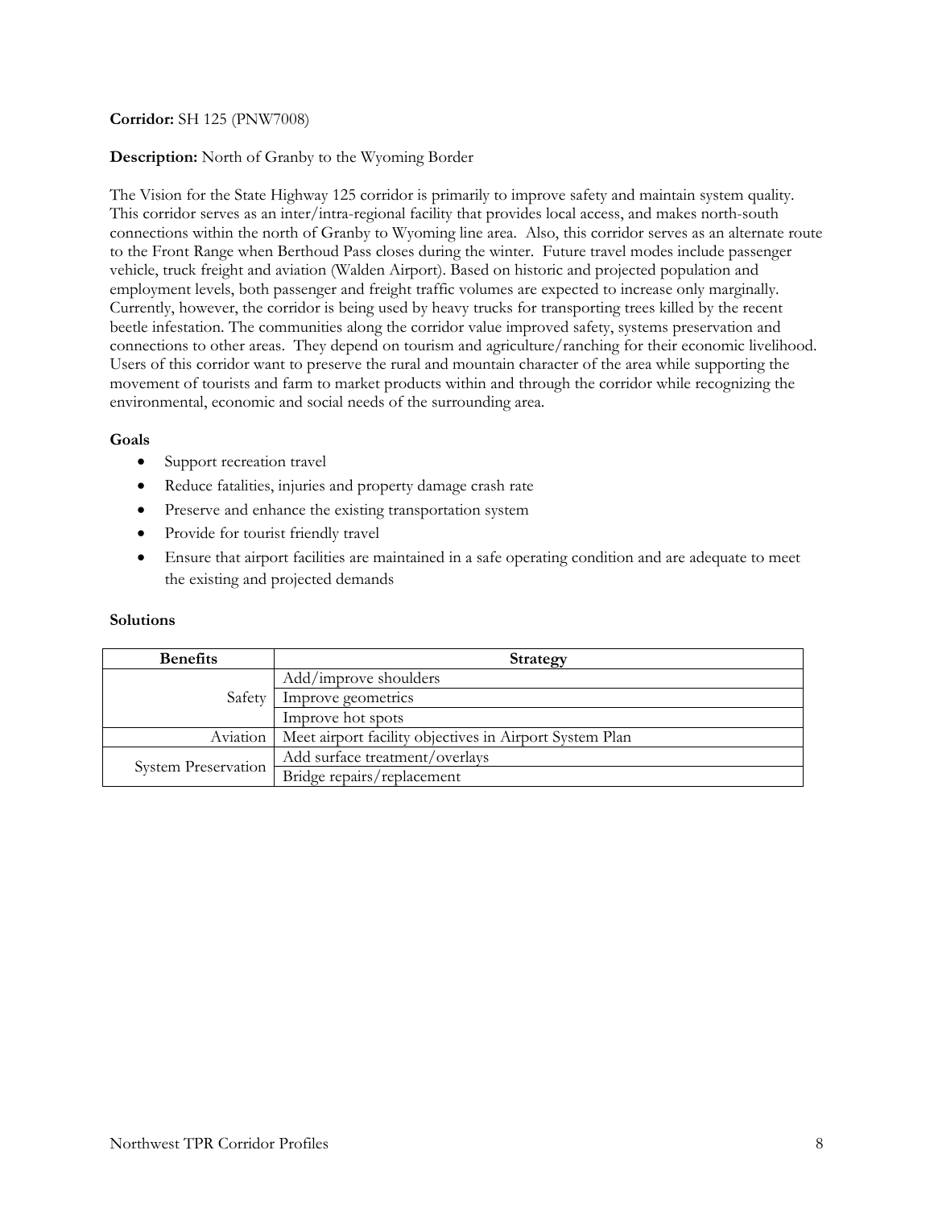**Corridor:** SH 125 (PNW7008)

**Description:** North of Granby to the Wyoming Border

The Vision for the State Highway 125 corridor is primarily to improve safety and maintain system quality. This corridor serves as an inter/intra-regional facility that provides local access, and makes north-south connections within the north of Granby to Wyoming line area. Also, this corridor serves as an alternate route to the Front Range when Berthoud Pass closes during the winter. Future travel modes include passenger vehicle, truck freight and aviation (Walden Airport). Based on historic and projected population and employment levels, both passenger and freight traffic volumes are expected to increase only marginally. Currently, however, the corridor is being used by heavy trucks for transporting trees killed by the recent beetle infestation. The communities along the corridor value improved safety, systems preservation and connections to other areas. They depend on tourism and agriculture/ranching for their economic livelihood. Users of this corridor want to preserve the rural and mountain character of the area while supporting the movement of tourists and farm to market products within and through the corridor while recognizing the environmental, economic and social needs of the surrounding area.

**Goals**

- Support recreation travel
- Reduce fatalities, injuries and property damage crash rate
- Preserve and enhance the existing transportation system
- Provide for tourist friendly travel
- Ensure that airport facilities are maintained in a safe operating condition and are adequate to meet the existing and projected demands

**Solutions**

| Benefits | Strategy |
|---|---|
| Safety | Add/improve shoulders |
| | Improve geometrics |
| | Improve hot spots |
| Aviation | Meet airport facility objectives in Airport System Plan |
| System Preservation | Add surface treatment/overlays |
| | Bridge repairs/replacement |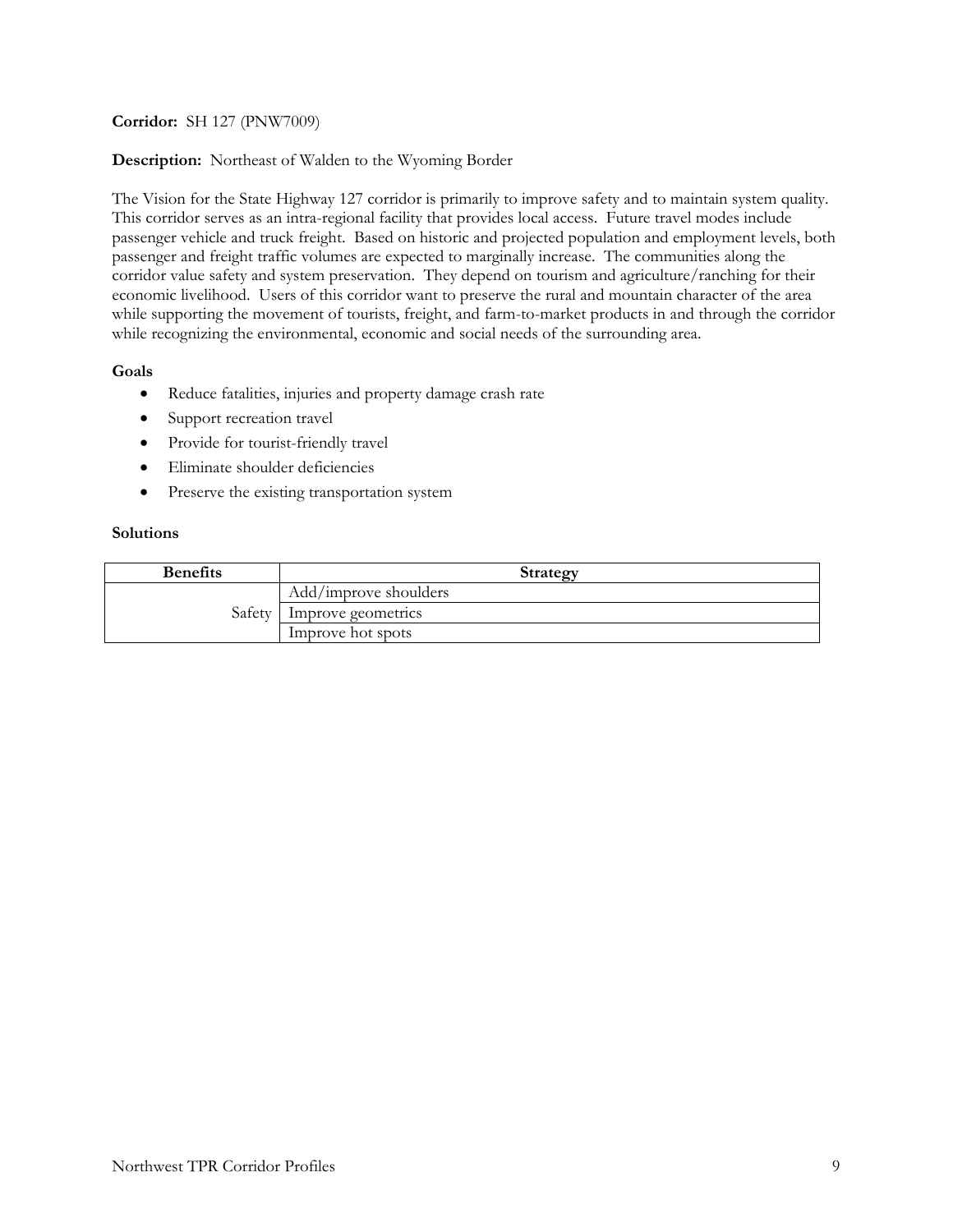**Corridor:** SH 127 (PNW7009)

**Description:** Northeast of Walden to the Wyoming Border

The Vision for the State Highway 127 corridor is primarily to improve safety and to maintain system quality. This corridor serves as an intra-regional facility that provides local access. Future travel modes include passenger vehicle and truck freight. Based on historic and projected population and employment levels, both passenger and freight traffic volumes are expected to marginally increase. The communities along the corridor value safety and system preservation. They depend on tourism and agriculture/ranching for their economic livelihood. Users of this corridor want to preserve the rural and mountain character of the area while supporting the movement of tourists, freight, and farm-to-market products in and through the corridor while recognizing the environmental, economic and social needs of the surrounding area.

**Goals**

- Reduce fatalities, injuries and property damage crash rate
- Support recreation travel
- Provide for tourist-friendly travel
- Eliminate shoulder deficiencies
- Preserve the existing transportation system

**Solutions**

| Benefits | Strategy |
|---|---|
| Safety | Add/improve shoulders |
| | Improve geometrics |
| | Improve hot spots |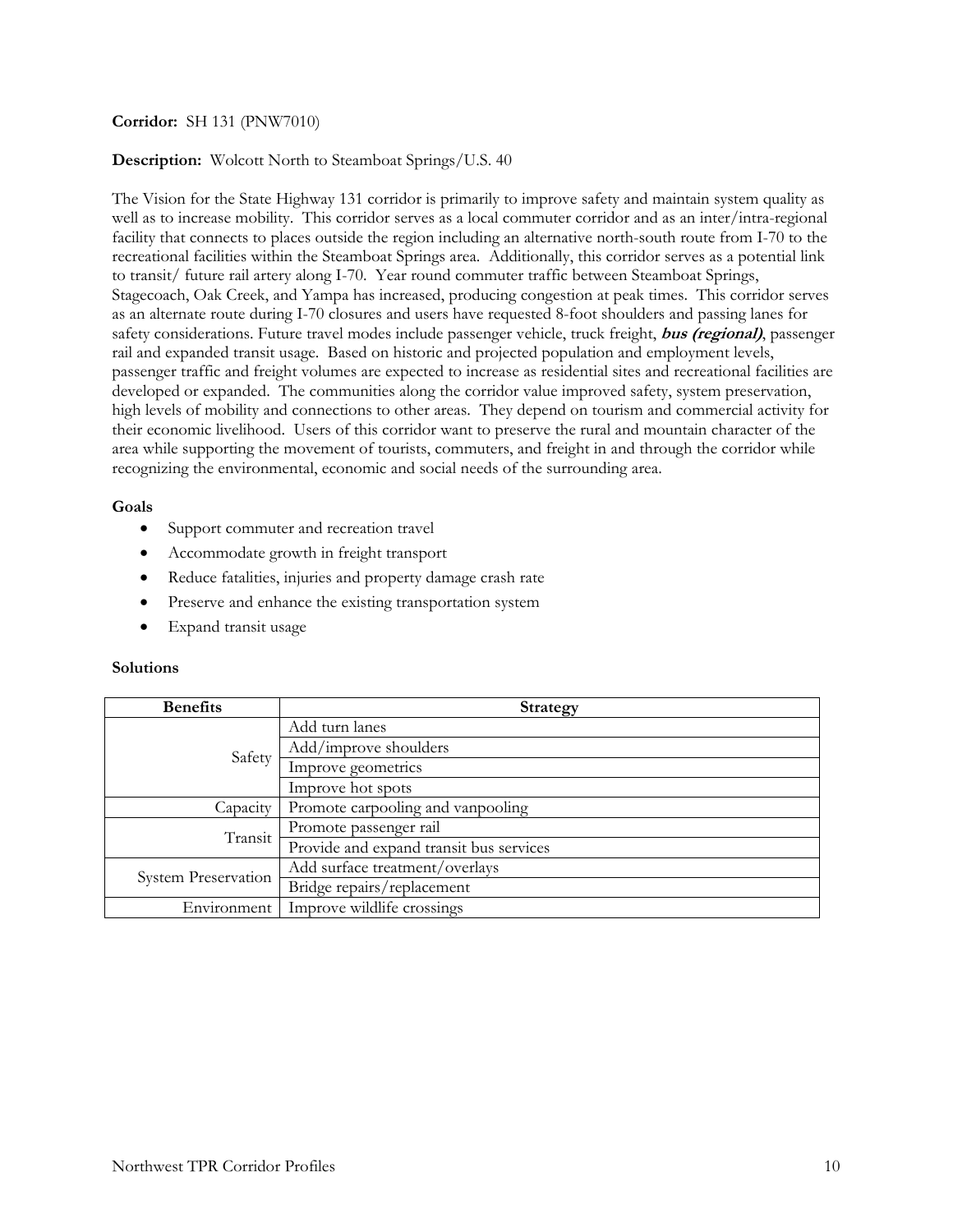**Corridor:** SH 131 (PNW7010)

**Description:** Wolcott North to Steamboat Springs/U.S. 40

The Vision for the State Highway 131 corridor is primarily to improve safety and maintain system quality as well as to increase mobility. This corridor serves as a local commuter corridor and as an inter/intra-regional facility that connects to places outside the region including an alternative north-south route from I-70 to the recreational facilities within the Steamboat Springs area. Additionally, this corridor serves as a potential link to transit/ future rail artery along I-70. Year round commuter traffic between Steamboat Springs, Stagecoach, Oak Creek, and Yampa has increased, producing congestion at peak times. This corridor serves as an alternate route during I-70 closures and users have requested 8-foot shoulders and passing lanes for safety considerations. Future travel modes include passenger vehicle, truck freight, ***bus (regional)***, passenger rail and expanded transit usage. Based on historic and projected population and employment levels, passenger traffic and freight volumes are expected to increase as residential sites and recreational facilities are developed or expanded. The communities along the corridor value improved safety, system preservation, high levels of mobility and connections to other areas. They depend on tourism and commercial activity for their economic livelihood. Users of this corridor want to preserve the rural and mountain character of the area while supporting the movement of tourists, commuters, and freight in and through the corridor while recognizing the environmental, economic and social needs of the surrounding area.

**Goals**

- Support commuter and recreation travel
- Accommodate growth in freight transport
- Reduce fatalities, injuries and property damage crash rate
- Preserve and enhance the existing transportation system
- Expand transit usage

**Solutions**

| Benefits | Strategy |
|---|---|
| Safety | Add turn lanes |
| | Add/improve shoulders |
| | Improve geometrics |
| | Improve hot spots |
| Capacity | Promote carpooling and vanpooling |
| Transit | Promote passenger rail |
| | Provide and expand transit bus services |
| System Preservation | Add surface treatment/overlays |
| | Bridge repairs/replacement |
| Environment | Improve wildlife crossings |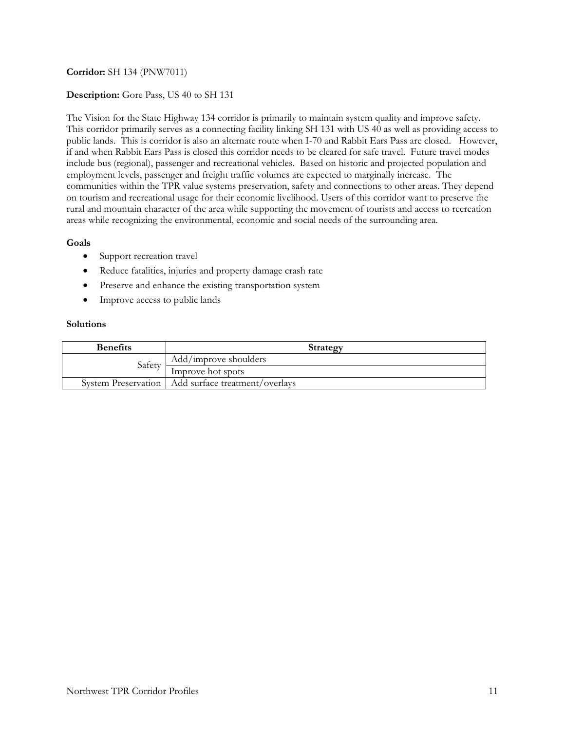**Corridor:** SH 134 (PNW7011)

**Description:** Gore Pass, US 40 to SH 131

The Vision for the State Highway 134 corridor is primarily to maintain system quality and improve safety. This corridor primarily serves as a connecting facility linking SH 131 with US 40 as well as providing access to public lands. This is corridor is also an alternate route when I-70 and Rabbit Ears Pass are closed. However, if and when Rabbit Ears Pass is closed this corridor needs to be cleared for safe travel. Future travel modes include bus (regional), passenger and recreational vehicles. Based on historic and projected population and employment levels, passenger and freight traffic volumes are expected to marginally increase. The communities within the TPR value systems preservation, safety and connections to other areas. They depend on tourism and recreational usage for their economic livelihood. Users of this corridor want to preserve the rural and mountain character of the area while supporting the movement of tourists and access to recreation areas while recognizing the environmental, economic and social needs of the surrounding area.

**Goals**

- Support recreation travel
- Reduce fatalities, injuries and property damage crash rate
- Preserve and enhance the existing transportation system
- Improve access to public lands

**Solutions**

| Benefits | Strategy |
|---|---|
| Safety | Add/improve shoulders |
| | Improve hot spots |
| System Preservation | Add surface treatment/overlays |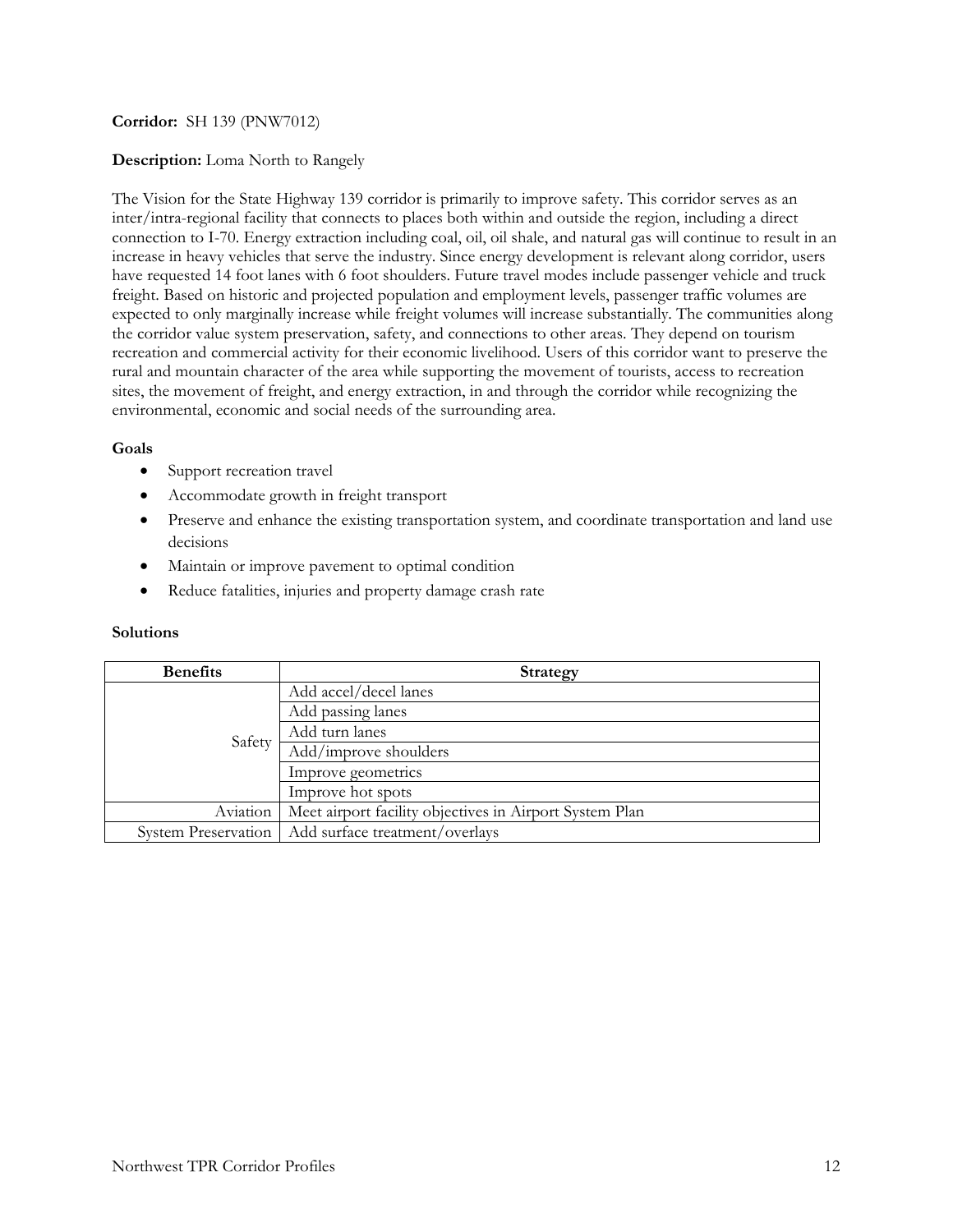**Corridor:** SH 139 (PNW7012)

**Description:** Loma North to Rangely

The Vision for the State Highway 139 corridor is primarily to improve safety. This corridor serves as an inter/intra-regional facility that connects to places both within and outside the region, including a direct connection to I-70. Energy extraction including coal, oil, oil shale, and natural gas will continue to result in an increase in heavy vehicles that serve the industry. Since energy development is relevant along corridor, users have requested 14 foot lanes with 6 foot shoulders. Future travel modes include passenger vehicle and truck freight. Based on historic and projected population and employment levels, passenger traffic volumes are expected to only marginally increase while freight volumes will increase substantially. The communities along the corridor value system preservation, safety, and connections to other areas. They depend on tourism recreation and commercial activity for their economic livelihood. Users of this corridor want to preserve the rural and mountain character of the area while supporting the movement of tourists, access to recreation sites, the movement of freight, and energy extraction, in and through the corridor while recognizing the environmental, economic and social needs of the surrounding area.

**Goals**

- Support recreation travel
- Accommodate growth in freight transport
- Preserve and enhance the existing transportation system, and coordinate transportation and land use decisions
- Maintain or improve pavement to optimal condition
- Reduce fatalities, injuries and property damage crash rate

**Solutions**

| Benefits | Strategy |
|---|---|
| Safety | Add accel/decel lanes |
| | Add passing lanes |
| | Add turn lanes |
| | Add/improve shoulders |
| | Improve geometrics |
| | Improve hot spots |
| Aviation | Meet airport facility objectives in Airport System Plan |
| System Preservation | Add surface treatment/overlays |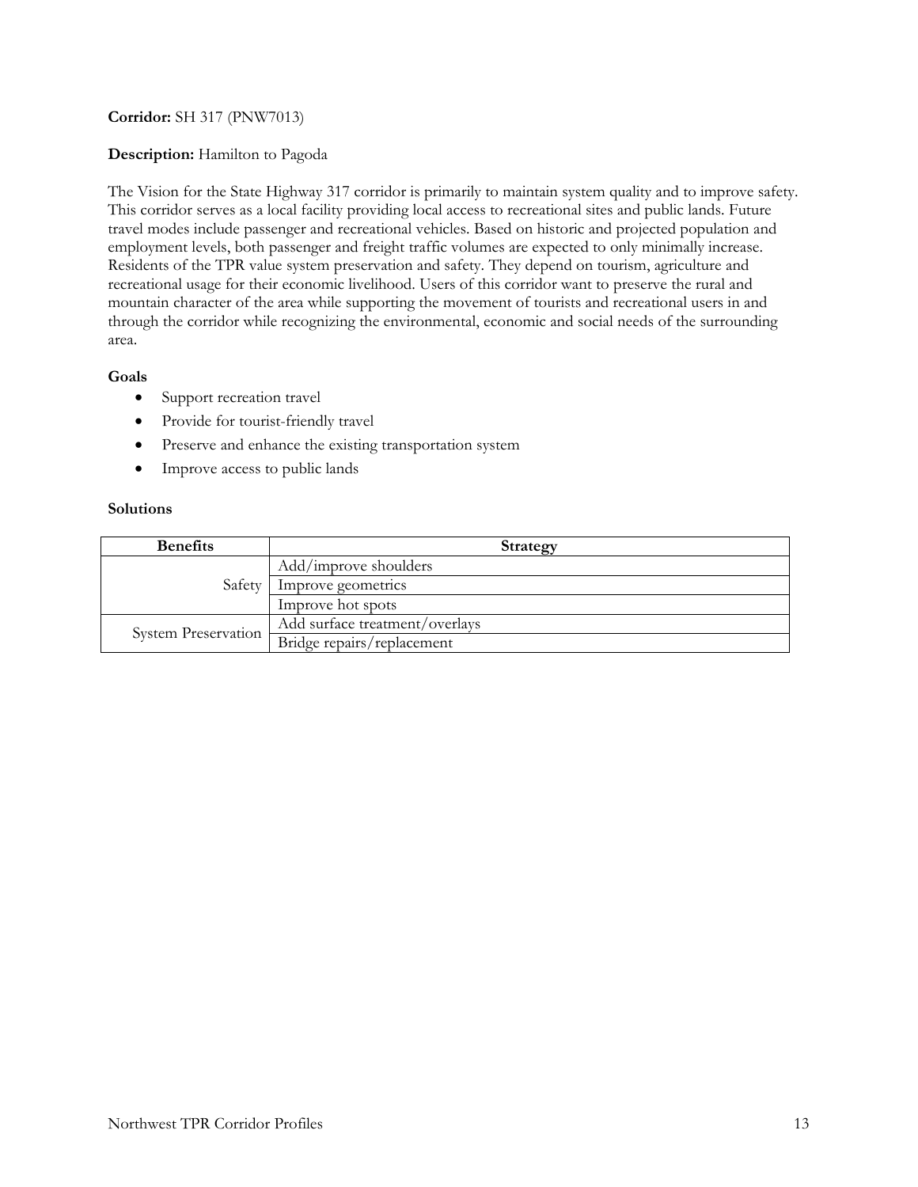**Corridor:** SH 317 (PNW7013)

**Description:** Hamilton to Pagoda

The Vision for the State Highway 317 corridor is primarily to maintain system quality and to improve safety. This corridor serves as a local facility providing local access to recreational sites and public lands. Future travel modes include passenger and recreational vehicles. Based on historic and projected population and employment levels, both passenger and freight traffic volumes are expected to only minimally increase. Residents of the TPR value system preservation and safety. They depend on tourism, agriculture and recreational usage for their economic livelihood. Users of this corridor want to preserve the rural and mountain character of the area while supporting the movement of tourists and recreational users in and through the corridor while recognizing the environmental, economic and social needs of the surrounding area.

**Goals**

- Support recreation travel
- Provide for tourist-friendly travel
- Preserve and enhance the existing transportation system
- Improve access to public lands

**Solutions**

| Benefits | Strategy |
|---|---|
| Safety | Add/improve shoulders |
| | Improve geometrics |
| | Improve hot spots |
| System Preservation | Add surface treatment/overlays |
| | Bridge repairs/replacement |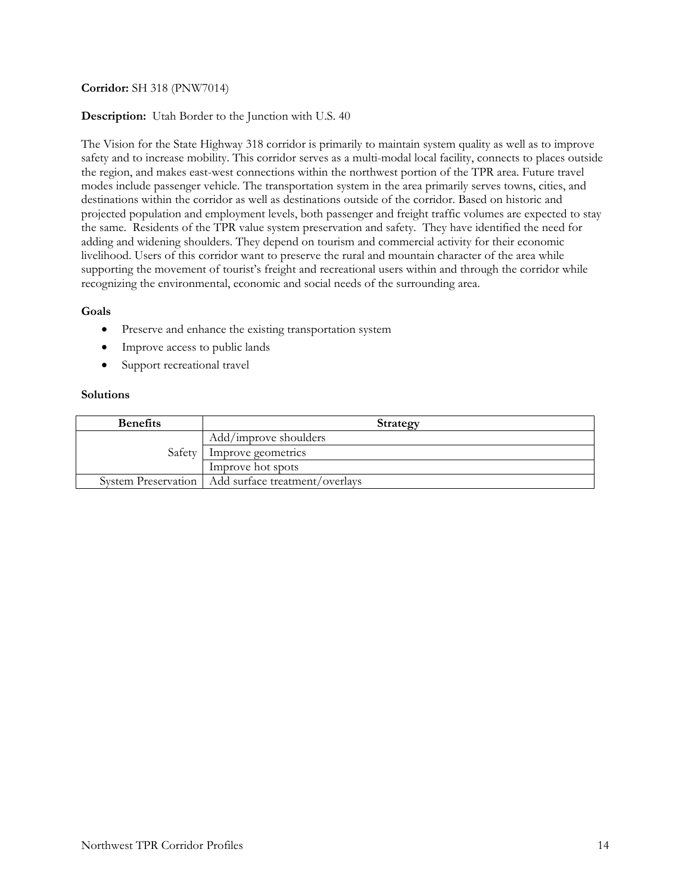**Corridor:** SH 318 (PNW7014)

**Description:** Utah Border to the Junction with U.S. 40

The Vision for the State Highway 318 corridor is primarily to maintain system quality as well as to improve safety and to increase mobility. This corridor serves as a multi-modal local facility, connects to places outside the region, and makes east-west connections within the northwest portion of the TPR area. Future travel modes include passenger vehicle. The transportation system in the area primarily serves towns, cities, and destinations within the corridor as well as destinations outside of the corridor. Based on historic and projected population and employment levels, both passenger and freight traffic volumes are expected to stay the same. Residents of the TPR value system preservation and safety. They have identified the need for adding and widening shoulders. They depend on tourism and commercial activity for their economic livelihood. Users of this corridor want to preserve the rural and mountain character of the area while supporting the movement of tourist's freight and recreational users within and through the corridor while recognizing the environmental, economic and social needs of the surrounding area.

**Goals**

- Preserve and enhance the existing transportation system
- Improve access to public lands
- Support recreational travel

**Solutions**

| Benefits | Strategy |
|---|---|
| | Add/improve shoulders |
| Safety | Improve geometrics |
| | Improve hot spots |
| System Preservation | Add surface treatment/overlays |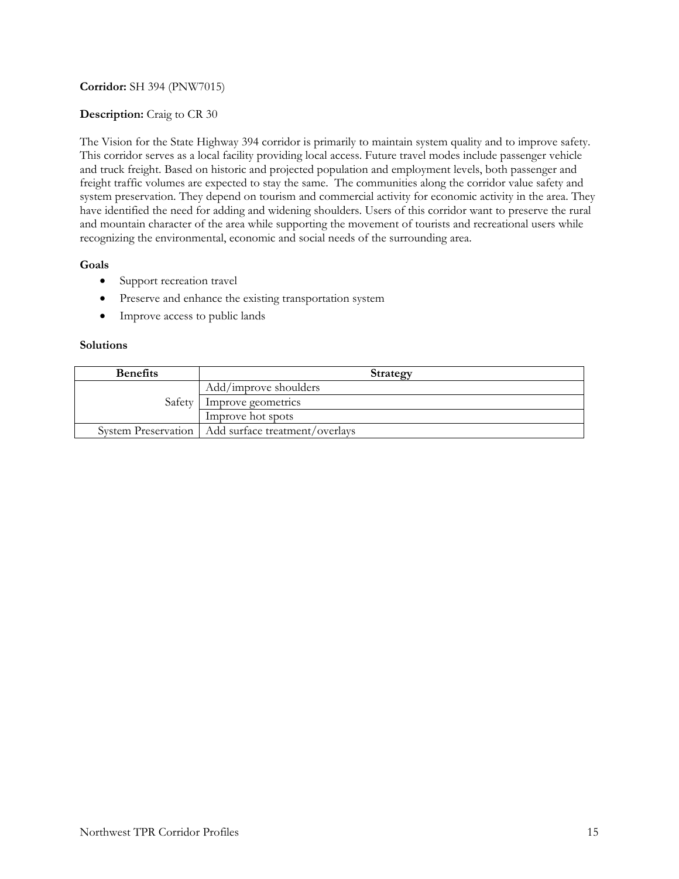**Corridor:** SH 394 (PNW7015)

**Description:** Craig to CR 30

The Vision for the State Highway 394 corridor is primarily to maintain system quality and to improve safety. This corridor serves as a local facility providing local access. Future travel modes include passenger vehicle and truck freight. Based on historic and projected population and employment levels, both passenger and freight traffic volumes are expected to stay the same. The communities along the corridor value safety and system preservation. They depend on tourism and commercial activity for economic activity in the area. They have identified the need for adding and widening shoulders. Users of this corridor want to preserve the rural and mountain character of the area while supporting the movement of tourists and recreational users while recognizing the environmental, economic and social needs of the surrounding area.

**Goals**

- Support recreation travel
- Preserve and enhance the existing transportation system
- Improve access to public lands

**Solutions**

| Benefits | Strategy |
|---|---|
| Safety | Add/improve shoulders |
| | Improve geometrics |
| | Improve hot spots |
| System Preservation | Add surface treatment/overlays |